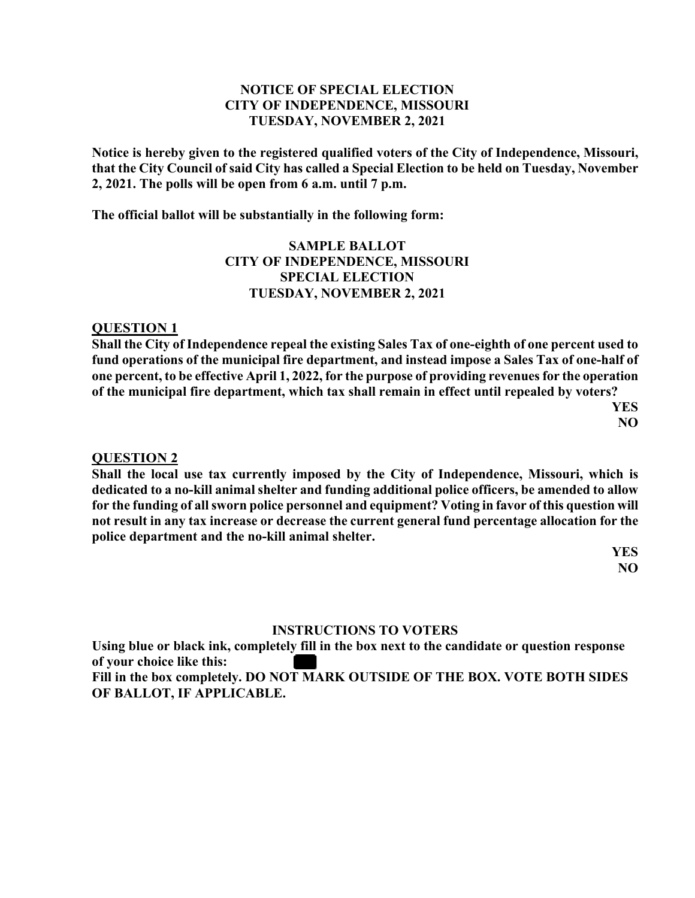**NOTICE OF SPECIAL ELECTION**
**CITY OF INDEPENDENCE, MISSOURI**
**TUESDAY, NOVEMBER 2, 2021**

**Notice is hereby given to the registered qualified voters of the City of Independence, Missouri, that the City Council of said City has called a Special Election to be held on Tuesday, November 2, 2021. The polls will be open from 6 a.m. until 7 p.m.**

**The official ballot will be substantially in the following form:**

**SAMPLE BALLOT**
**CITY OF INDEPENDENCE, MISSOURI**
**SPECIAL ELECTION**
**TUESDAY, NOVEMBER 2, 2021**

**QUESTION 1**

**Shall the City of Independence repeal the existing Sales Tax of one-eighth of one percent used to fund operations of the municipal fire department, and instead impose a Sales Tax of one-half of one percent, to be effective April 1, 2022, for the purpose of providing revenues for the operation of the municipal fire department, which tax shall remain in effect until repealed by voters?**

**YES**
**NO**

**QUESTION 2**

**Shall the local use tax currently imposed by the City of Independence, Missouri, which is dedicated to a no-kill animal shelter and funding additional police officers, be amended to allow for the funding of all sworn police personnel and equipment? Voting in favor of this question will not result in any tax increase or decrease the current general fund percentage allocation for the police department and the no-kill animal shelter.**

**YES**
**NO**

**INSTRUCTIONS TO VOTERS**

**Using blue or black ink, completely fill in the box next to the candidate or question response of your choice like this: ■**
**Fill in the box completely. DO NOT MARK OUTSIDE OF THE BOX. VOTE BOTH SIDES OF BALLOT, IF APPLICABLE.**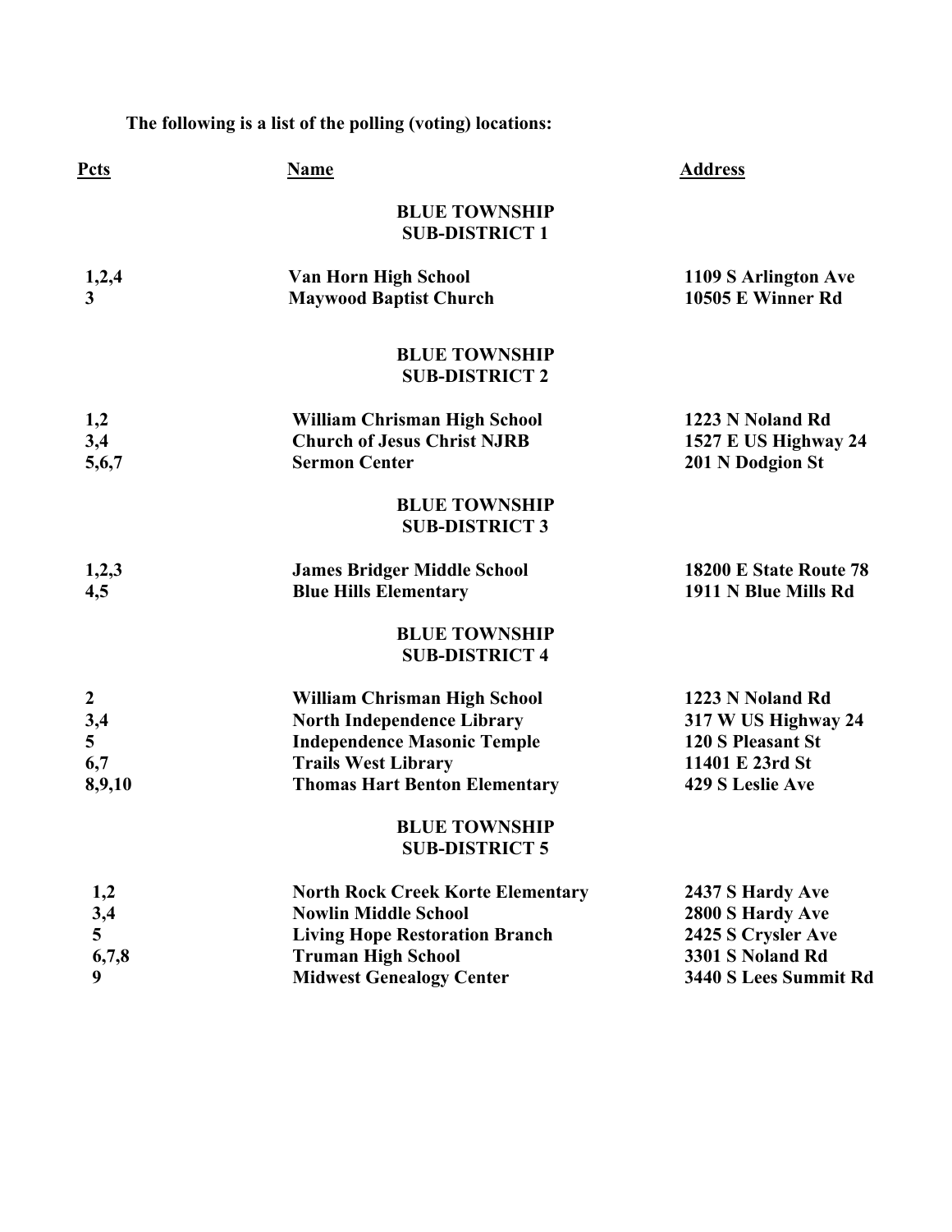**The following is a list of the polling (voting) locations:**

| Pcts | Name | Address |
|---|---|---|
| | **BLUE TOWNSHIP SUB-DISTRICT 1** | |
| 1,2,4 | Van Horn High School | 1109 S Arlington Ave |
| 3 | Maywood Baptist Church | 10505 E Winner Rd |
| | **BLUE TOWNSHIP SUB-DISTRICT 2** | |
| 1,2 | William Chrisman High School | 1223 N Noland Rd |
| 3,4 | Church of Jesus Christ NJRB | 1527 E US Highway 24 |
| 5,6,7 | Sermon Center | 201 N Dodgion St |
| | **BLUE TOWNSHIP SUB-DISTRICT 3** | |
| 1,2,3 | James Bridger Middle School | 18200 E State Route 78 |
| 4,5 | Blue Hills Elementary | 1911 N Blue Mills Rd |
| | **BLUE TOWNSHIP SUB-DISTRICT 4** | |
| 2 | William Chrisman High School | 1223 N Noland Rd |
| 3,4 | North Independence Library | 317 W US Highway 24 |
| 5 | Independence Masonic Temple | 120 S Pleasant St |
| 6,7 | Trails West Library | 11401 E 23rd St |
| 8,9,10 | Thomas Hart Benton Elementary | 429 S Leslie Ave |
| | **BLUE TOWNSHIP SUB-DISTRICT 5** | |
| 1,2 | North Rock Creek Korte Elementary | 2437 S Hardy Ave |
| 3,4 | Nowlin Middle School | 2800 S Hardy Ave |
| 5 | Living Hope Restoration Branch | 2425 S Crysler Ave |
| 6,7,8 | Truman High School | 3301 S Noland Rd |
| 9 | Midwest Genealogy Center | 3440 S Lees Summit Rd |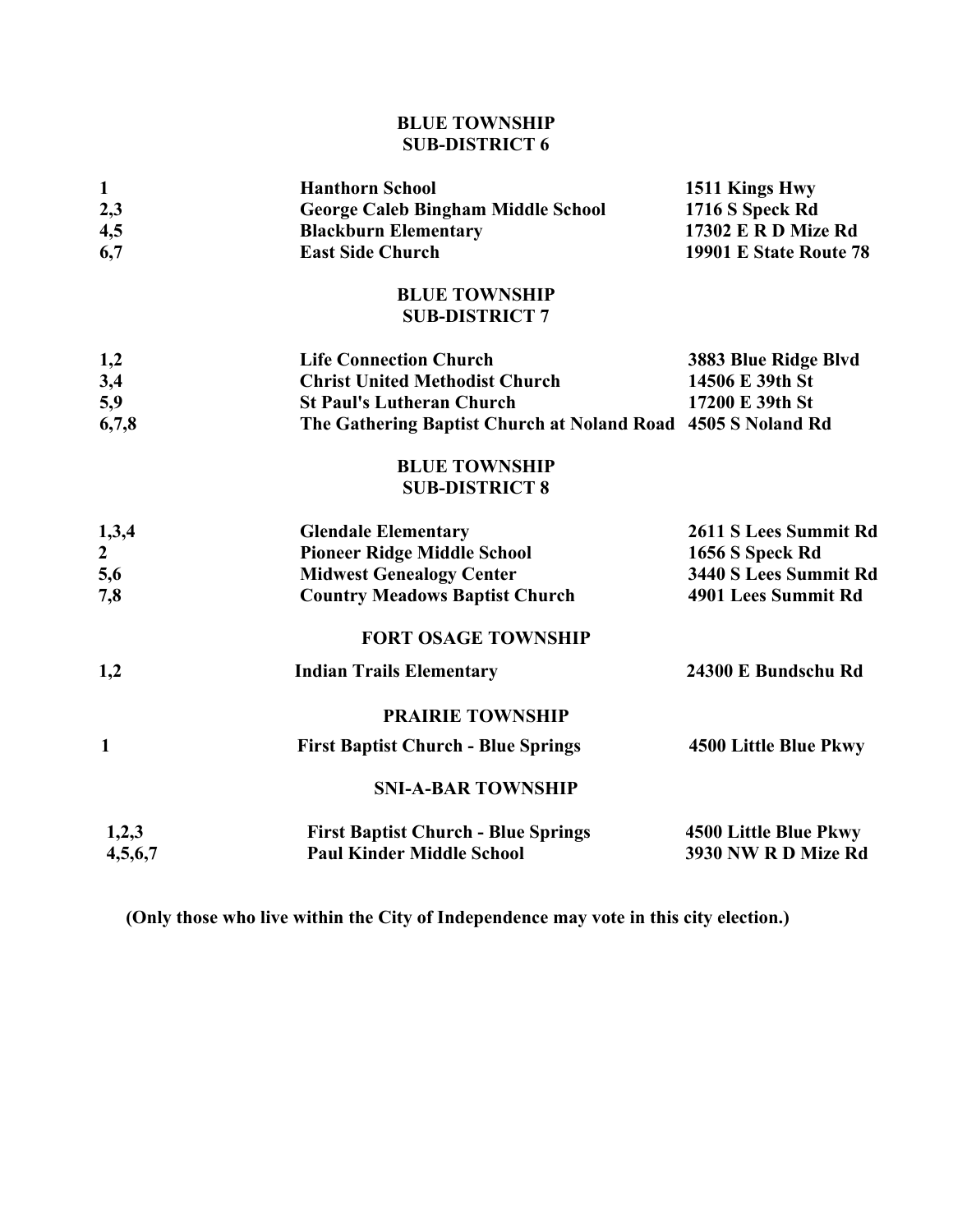## BLUE TOWNSHIP
## SUB-DISTRICT 6

| | | |
|---|---|---|
| **1** | **Hanthorn School** | **1511 Kings Hwy** |
| **2,3** | **George Caleb Bingham Middle School** | **1716 S Speck Rd** |
| **4,5** | **Blackburn Elementary** | **17302 E R D Mize Rd** |
| **6,7** | **East Side Church** | **19901 E State Route 78** |

## BLUE TOWNSHIP
## SUB-DISTRICT 7

| | | |
|---|---|---|
| **1,2** | **Life Connection Church** | **3883 Blue Ridge Blvd** |
| **3,4** | **Christ United Methodist Church** | **14506 E 39th St** |
| **5,9** | **St Paul's Lutheran Church** | **17200 E 39th St** |
| **6,7,8** | **The Gathering Baptist Church at Noland Road** | **4505 S Noland Rd** |

## BLUE TOWNSHIP
## SUB-DISTRICT 8

| | | |
|---|---|---|
| **1,3,4** | **Glendale Elementary** | **2611 S Lees Summit Rd** |
| **2** | **Pioneer Ridge Middle School** | **1656 S Speck Rd** |
| **5,6** | **Midwest Genealogy Center** | **3440 S Lees Summit Rd** |
| **7,8** | **Country Meadows Baptist Church** | **4901 Lees Summit Rd** |

## FORT OSAGE TOWNSHIP

| | | |
|---|---|---|
| **1,2** | **Indian Trails Elementary** | **24300 E Bundschu Rd** |

## PRAIRIE TOWNSHIP

| | | |
|---|---|---|
| **1** | **First Baptist Church - Blue Springs** | **4500 Little Blue Pkwy** |

## SNI-A-BAR TOWNSHIP

| | | |
|---|---|---|
| **1,2,3** | **First Baptist Church - Blue Springs** | **4500 Little Blue Pkwy** |
| **4,5,6,7** | **Paul Kinder Middle School** | **3930 NW R D Mize Rd** |

**(Only those who live within the City of Independence may vote in this city election.)**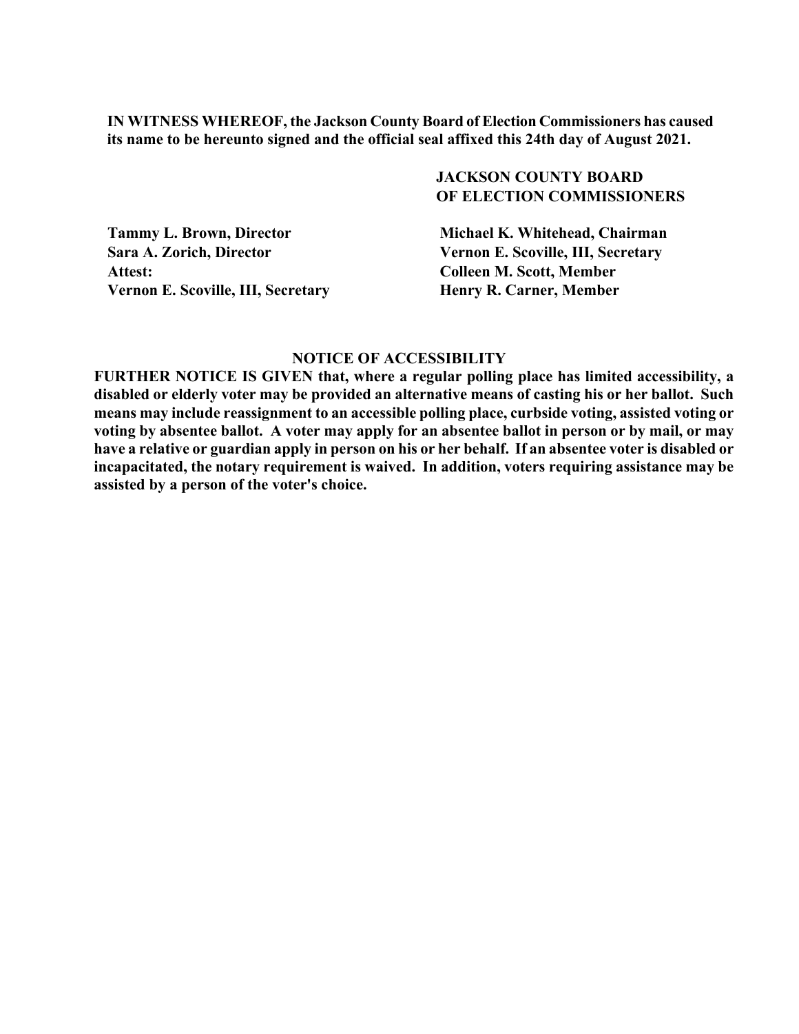**IN WITNESS WHEREOF, the Jackson County Board of Election Commissioners has caused its name to be hereunto signed and the official seal affixed this 24th day of August 2021.**

**JACKSON COUNTY BOARD OF ELECTION COMMISSIONERS**

**Tammy L. Brown, Director**
**Sara A. Zorich, Director**
**Attest:**
**Vernon E. Scoville, III, Secretary**

**Michael K. Whitehead, Chairman**
**Vernon E. Scoville, III, Secretary**
**Colleen M. Scott, Member**
**Henry R. Carner, Member**

## NOTICE OF ACCESSIBILITY

**FURTHER NOTICE IS GIVEN that, where a regular polling place has limited accessibility, a disabled or elderly voter may be provided an alternative means of casting his or her ballot. Such means may include reassignment to an accessible polling place, curbside voting, assisted voting or voting by absentee ballot. A voter may apply for an absentee ballot in person or by mail, or may have a relative or guardian apply in person on his or her behalf. If an absentee voter is disabled or incapacitated, the notary requirement is waived. In addition, voters requiring assistance may be assisted by a person of the voter's choice.**